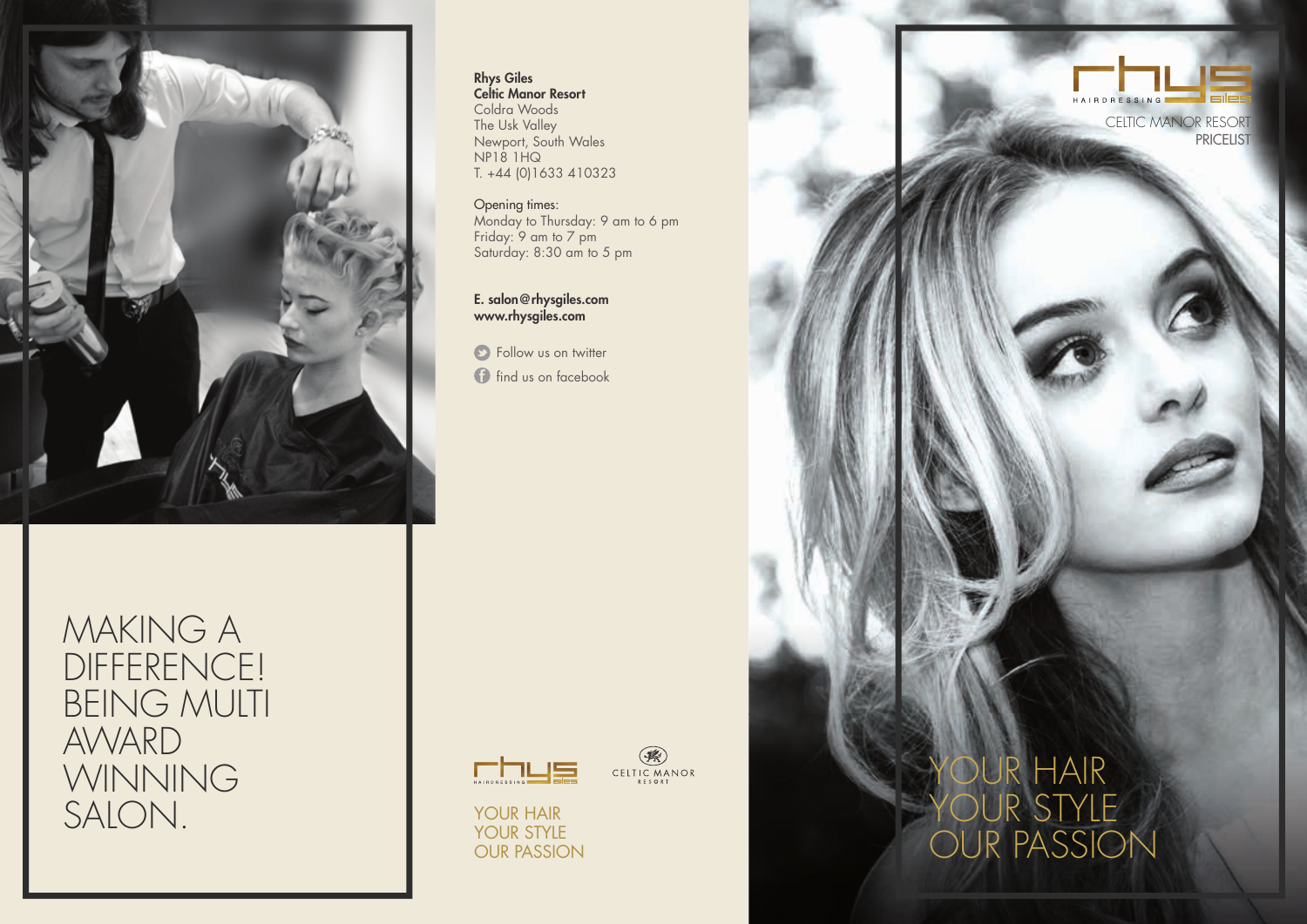MAKING A DIFFERENCE! BEING MULTI AWARD WINNING SALON.

**Rhys Giles**
**Celtic Manor Resort**
Coldra Woods
The Usk Valley
Newport, South Wales
NP18 1HQ
T. +44 (0)1633 410323

Opening times:
Monday to Thursday: 9 am to 6 pm
Friday: 9 am to 7 pm
Saturday: 8:30 am to 5 pm

**E. salon@rhysgiles.com**
**www.rhysgiles.com**

Follow us on twitter
find us on facebook

rhys giles HAIRDRESSING

CELTIC MANOR RESORT

YOUR HAIR
YOUR STYLE
OUR PASSION

rhys giles HAIRDRESSING

CELTIC MANOR RESORT
PRICELIST

YOUR HAIR
YOUR STYLE
OUR PASSION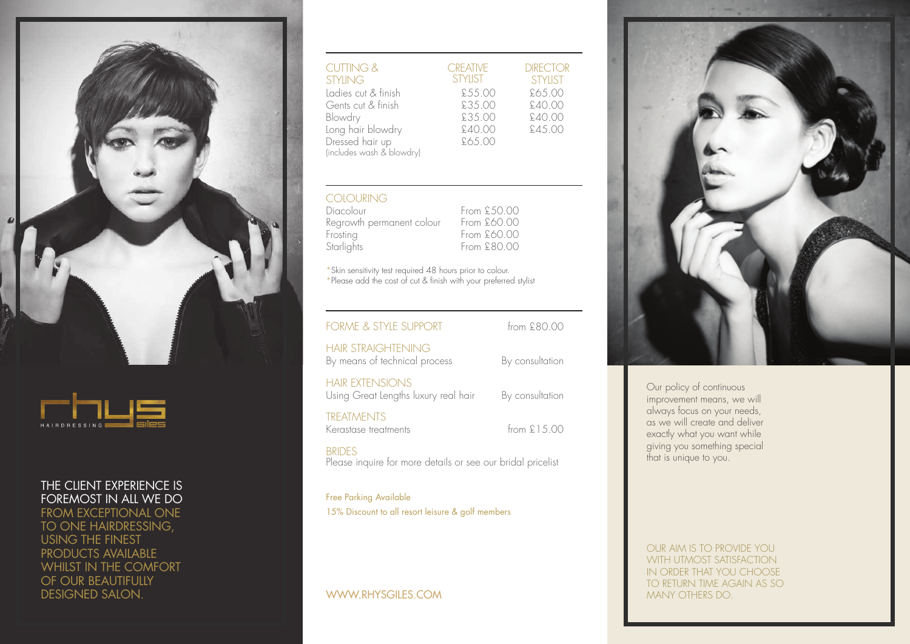rhys HAIRDRESSING giles

THE CLIENT EXPERIENCE IS FOREMOST IN ALL WE DO FROM EXCEPTIONAL ONE TO ONE HAIRDRESSING, USING THE FINEST PRODUCTS AVAILABLE WHILST IN THE COMFORT OF OUR BEAUTIFULLY DESIGNED SALON.

| CUTTING & STYLING | CREATIVE STYLIST | DIRECTOR STYLIST |
| --- | --- | --- |
| Ladies cut & finish | £55.00 | £65.00 |
| Gents cut & finish | £35.00 | £40.00 |
| Blowdry | £35.00 | £40.00 |
| Long hair blowdry | £40.00 | £45.00 |
| Dressed hair up (includes wash & blowdry) | £65.00 | |

## COLOURING

| | |
| --- | --- |
| Diacolour | From £50.00 |
| Regrowth permanent colour | From £60.00 |
| Frosting | From £60.00 |
| Starlights | From £80.00 |

*Skin sensitivity test required 48 hours prior to colour.
*Please add the cost of cut & finish with your preferred stylist

| | |
| --- | --- |
| FORME & STYLE SUPPORT | from £80.00 |
| HAIR STRAIGHTENING<br>By means of technical process | By consultation |
| HAIR EXTENSIONS<br>Using Great Lengths luxury real hair | By consultation |
| TREATMENTS<br>Kerastase treatments | from £15.00 |

BRIDES
Please inquire for more details or see our bridal pricelist

Free Parking Available
15% Discount to all resort leisure & golf members

WWW.RHYSGILES.COM

Our policy of continuous improvement means, we will always focus on your needs, as we will create and deliver exactly what you want while giving you something special that is unique to you.

OUR AIM IS TO PROVIDE YOU WITH UTMOST SATISFACTION IN ORDER THAT YOU CHOOSE TO RETURN TIME AGAIN AS SO MANY OTHERS DO.